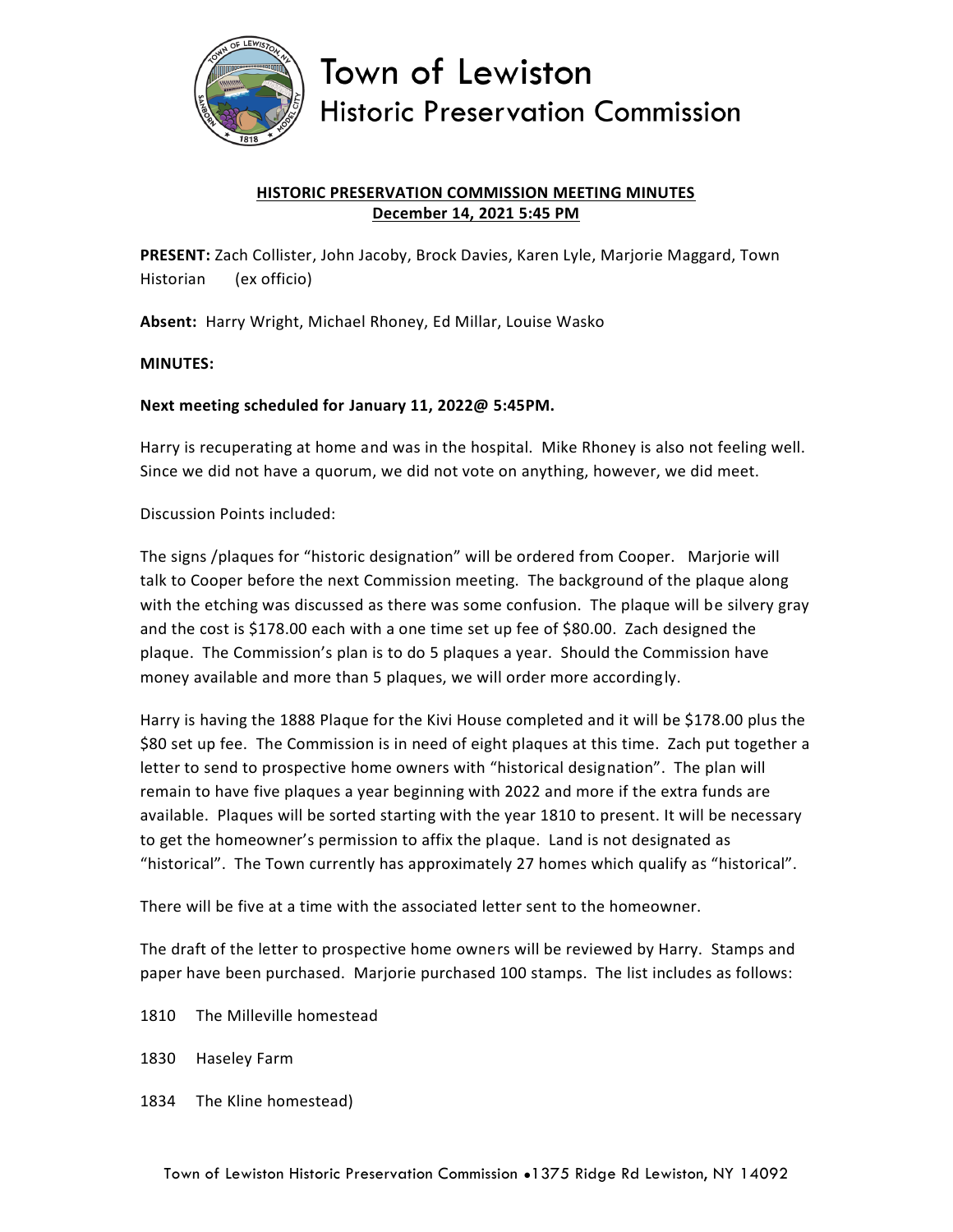# Town of Lewiston
## Historic Preservation Commission

**HISTORIC PRESERVATION COMMISSION MEETING MINUTES**
**December 14, 2021 5:45 PM**

**PRESENT:** Zach Collister, John Jacoby, Brock Davies, Karen Lyle, Marjorie Maggard, Town Historian (ex officio)

**Absent:** Harry Wright, Michael Rhoney, Ed Millar, Louise Wasko

**MINUTES:**

**Next meeting scheduled for January 11, 2022@ 5:45PM.**

Harry is recuperating at home and was in the hospital. Mike Rhoney is also not feeling well. Since we did not have a quorum, we did not vote on anything, however, we did meet.

Discussion Points included:

The signs /plaques for "historic designation" will be ordered from Cooper. Marjorie will talk to Cooper before the next Commission meeting. The background of the plaque along with the etching was discussed as there was some confusion. The plaque will be silvery gray and the cost is $178.00 each with a one time set up fee of $80.00. Zach designed the plaque. The Commission's plan is to do 5 plaques a year. Should the Commission have money available and more than 5 plaques, we will order more accordingly.

Harry is having the 1888 Plaque for the Kivi House completed and it will be $178.00 plus the $80 set up fee. The Commission is in need of eight plaques at this time. Zach put together a letter to send to prospective home owners with "historical designation". The plan will remain to have five plaques a year beginning with 2022 and more if the extra funds are available. Plaques will be sorted starting with the year 1810 to present. It will be necessary to get the homeowner's permission to affix the plaque. Land is not designated as "historical". The Town currently has approximately 27 homes which qualify as "historical".

There will be five at a time with the associated letter sent to the homeowner.

The draft of the letter to prospective home owners will be reviewed by Harry. Stamps and paper have been purchased. Marjorie purchased 100 stamps. The list includes as follows:

1810 The Milleville homestead

1830 Haseley Farm

1834 The Kline homestead)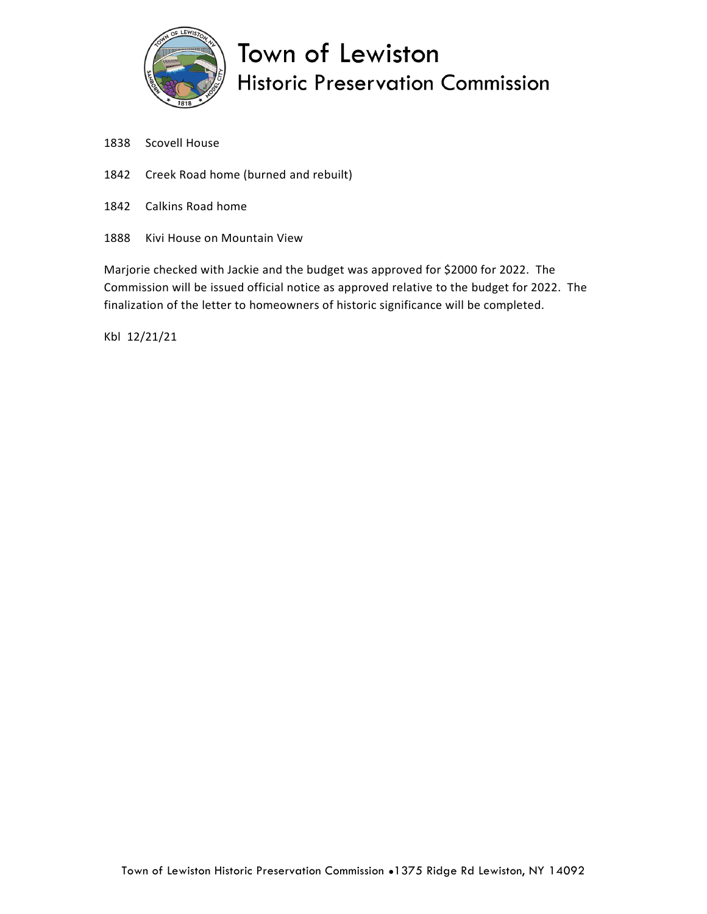1838 Scovell House

1842 Creek Road home (burned and rebuilt)

1842 Calkins Road home

1888 Kivi House on Mountain View

Marjorie checked with Jackie and the budget was approved for $2000 for 2022. The Commission will be issued official notice as approved relative to the budget for 2022. The finalization of the letter to homeowners of historic significance will be completed.

Kbl 12/21/21